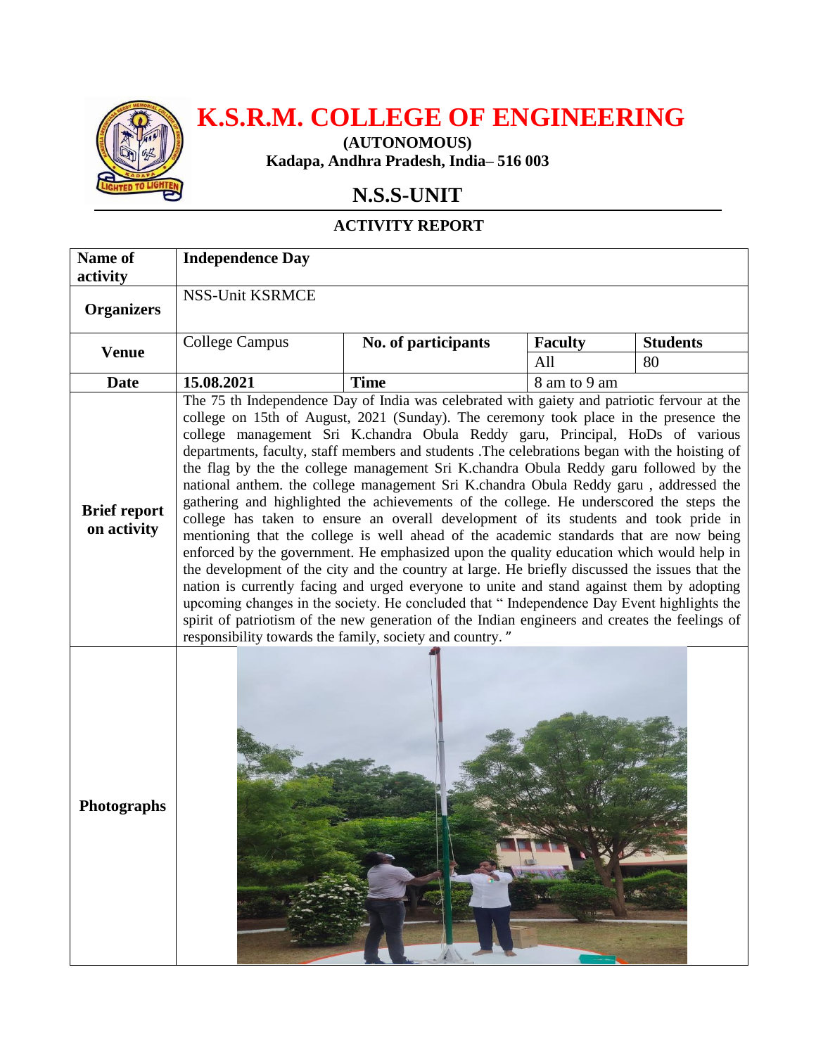# K.S.R.M. COLLEGE OF ENGINEERING

**(AUTONOMOUS)**
**Kadapa, Andhra Pradesh, India– 516 003**

## N.S.S-UNIT

### ACTIVITY REPORT

| Name of activity | Independence Day | | | |
|---|---|---|---|---|
| Organizers | NSS-Unit KSRMCE | | | |
| Venue | College Campus | No. of participants | Faculty | Students |
| | | | All | 80 |
| Date | 15.08.2021 | Time | 8 am to 9 am | |
| Brief report on activity | The 75 th Independence Day of India was celebrated with gaiety and patriotic fervour at the college on 15th of August, 2021 (Sunday). The ceremony took place in the presence the college management Sri K.chandra Obula Reddy garu, Principal, HoDs of various departments, faculty, staff members and students .The celebrations began with the hoisting of the flag by the the college management Sri K.chandra Obula Reddy garu followed by the national anthem. the college management Sri K.chandra Obula Reddy garu , addressed the gathering and highlighted the achievements of the college. He underscored the steps the college has taken to ensure an overall development of its students and took pride in mentioning that the college is well ahead of the academic standards that are now being enforced by the government. He emphasized upon the quality education which would help in the development of the city and the country at large. He briefly discussed the issues that the nation is currently facing and urged everyone to unite and stand against them by adopting upcoming changes in the society. He concluded that " Independence Day Event highlights the spirit of patriotism of the new generation of the Indian engineers and creates the feelings of responsibility towards the family, society and country. " | | | |
| Photographs | | | | |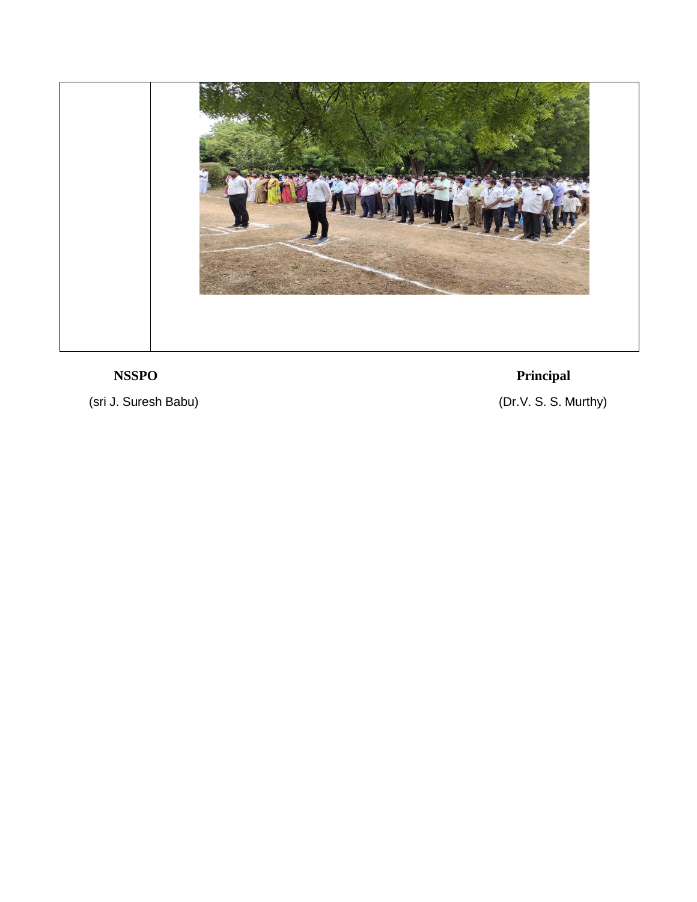| | |
|---|---|
| | |

**NSSPO** (sri J. Suresh Babu)

**Principal** (Dr.V. S. S. Murthy)